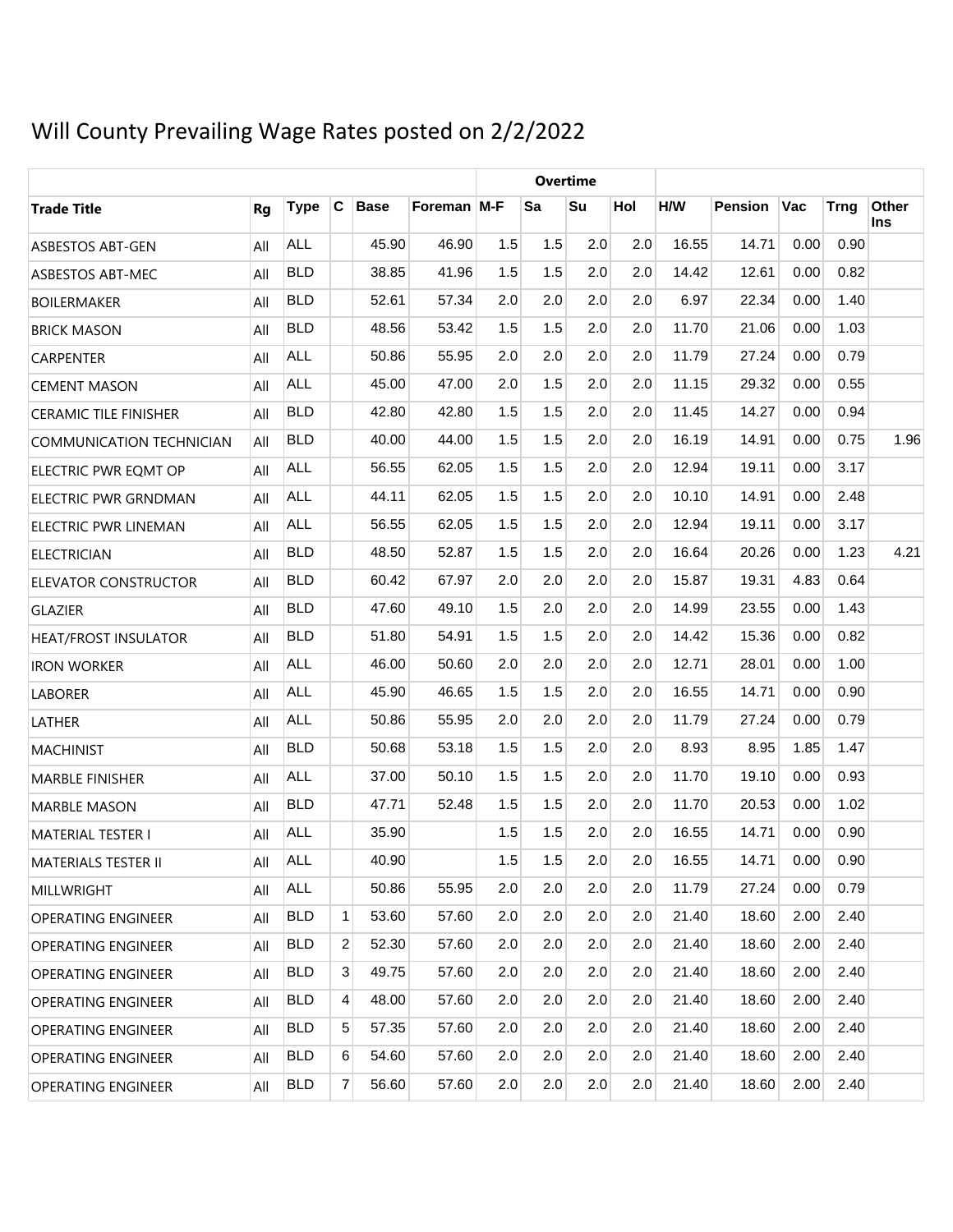# Will County Prevailing Wage Rates posted on 2/2/2022

| | | | | | | Overtime | | | | | | | | |
|---|---|---|---|---|---|---|---|---|---|---|---|---|---|---|
| **Trade Title** | **Rg** | **Type** | **C** | **Base** | **Foreman** | **M-F** | **Sa** | **Su** | **Hol** | **H/W** | **Pension** | **Vac** | **Trng** | **Other Ins** |
| ASBESTOS ABT-GEN | All | ALL | | 45.90 | 46.90 | 1.5 | 1.5 | 2.0 | 2.0 | 16.55 | 14.71 | 0.00 | 0.90 | |
| ASBESTOS ABT-MEC | All | BLD | | 38.85 | 41.96 | 1.5 | 1.5 | 2.0 | 2.0 | 14.42 | 12.61 | 0.00 | 0.82 | |
| BOILERMAKER | All | BLD | | 52.61 | 57.34 | 2.0 | 2.0 | 2.0 | 2.0 | 6.97 | 22.34 | 0.00 | 1.40 | |
| BRICK MASON | All | BLD | | 48.56 | 53.42 | 1.5 | 1.5 | 2.0 | 2.0 | 11.70 | 21.06 | 0.00 | 1.03 | |
| CARPENTER | All | ALL | | 50.86 | 55.95 | 2.0 | 2.0 | 2.0 | 2.0 | 11.79 | 27.24 | 0.00 | 0.79 | |
| CEMENT MASON | All | ALL | | 45.00 | 47.00 | 2.0 | 1.5 | 2.0 | 2.0 | 11.15 | 29.32 | 0.00 | 0.55 | |
| CERAMIC TILE FINISHER | All | BLD | | 42.80 | 42.80 | 1.5 | 1.5 | 2.0 | 2.0 | 11.45 | 14.27 | 0.00 | 0.94 | |
| COMMUNICATION TECHNICIAN | All | BLD | | 40.00 | 44.00 | 1.5 | 1.5 | 2.0 | 2.0 | 16.19 | 14.91 | 0.00 | 0.75 | 1.96 |
| ELECTRIC PWR EQMT OP | All | ALL | | 56.55 | 62.05 | 1.5 | 1.5 | 2.0 | 2.0 | 12.94 | 19.11 | 0.00 | 3.17 | |
| ELECTRIC PWR GRNDMAN | All | ALL | | 44.11 | 62.05 | 1.5 | 1.5 | 2.0 | 2.0 | 10.10 | 14.91 | 0.00 | 2.48 | |
| ELECTRIC PWR LINEMAN | All | ALL | | 56.55 | 62.05 | 1.5 | 1.5 | 2.0 | 2.0 | 12.94 | 19.11 | 0.00 | 3.17 | |
| ELECTRICIAN | All | BLD | | 48.50 | 52.87 | 1.5 | 1.5 | 2.0 | 2.0 | 16.64 | 20.26 | 0.00 | 1.23 | 4.21 |
| ELEVATOR CONSTRUCTOR | All | BLD | | 60.42 | 67.97 | 2.0 | 2.0 | 2.0 | 2.0 | 15.87 | 19.31 | 4.83 | 0.64 | |
| GLAZIER | All | BLD | | 47.60 | 49.10 | 1.5 | 2.0 | 2.0 | 2.0 | 14.99 | 23.55 | 0.00 | 1.43 | |
| HEAT/FROST INSULATOR | All | BLD | | 51.80 | 54.91 | 1.5 | 1.5 | 2.0 | 2.0 | 14.42 | 15.36 | 0.00 | 0.82 | |
| IRON WORKER | All | ALL | | 46.00 | 50.60 | 2.0 | 2.0 | 2.0 | 2.0 | 12.71 | 28.01 | 0.00 | 1.00 | |
| LABORER | All | ALL | | 45.90 | 46.65 | 1.5 | 1.5 | 2.0 | 2.0 | 16.55 | 14.71 | 0.00 | 0.90 | |
| LATHER | All | ALL | | 50.86 | 55.95 | 2.0 | 2.0 | 2.0 | 2.0 | 11.79 | 27.24 | 0.00 | 0.79 | |
| MACHINIST | All | BLD | | 50.68 | 53.18 | 1.5 | 1.5 | 2.0 | 2.0 | 8.93 | 8.95 | 1.85 | 1.47 | |
| MARBLE FINISHER | All | ALL | | 37.00 | 50.10 | 1.5 | 1.5 | 2.0 | 2.0 | 11.70 | 19.10 | 0.00 | 0.93 | |
| MARBLE MASON | All | BLD | | 47.71 | 52.48 | 1.5 | 1.5 | 2.0 | 2.0 | 11.70 | 20.53 | 0.00 | 1.02 | |
| MATERIAL TESTER I | All | ALL | | 35.90 | | 1.5 | 1.5 | 2.0 | 2.0 | 16.55 | 14.71 | 0.00 | 0.90 | |
| MATERIALS TESTER II | All | ALL | | 40.90 | | 1.5 | 1.5 | 2.0 | 2.0 | 16.55 | 14.71 | 0.00 | 0.90 | |
| MILLWRIGHT | All | ALL | | 50.86 | 55.95 | 2.0 | 2.0 | 2.0 | 2.0 | 11.79 | 27.24 | 0.00 | 0.79 | |
| OPERATING ENGINEER | All | BLD | 1 | 53.60 | 57.60 | 2.0 | 2.0 | 2.0 | 2.0 | 21.40 | 18.60 | 2.00 | 2.40 | |
| OPERATING ENGINEER | All | BLD | 2 | 52.30 | 57.60 | 2.0 | 2.0 | 2.0 | 2.0 | 21.40 | 18.60 | 2.00 | 2.40 | |
| OPERATING ENGINEER | All | BLD | 3 | 49.75 | 57.60 | 2.0 | 2.0 | 2.0 | 2.0 | 21.40 | 18.60 | 2.00 | 2.40 | |
| OPERATING ENGINEER | All | BLD | 4 | 48.00 | 57.60 | 2.0 | 2.0 | 2.0 | 2.0 | 21.40 | 18.60 | 2.00 | 2.40 | |
| OPERATING ENGINEER | All | BLD | 5 | 57.35 | 57.60 | 2.0 | 2.0 | 2.0 | 2.0 | 21.40 | 18.60 | 2.00 | 2.40 | |
| OPERATING ENGINEER | All | BLD | 6 | 54.60 | 57.60 | 2.0 | 2.0 | 2.0 | 2.0 | 21.40 | 18.60 | 2.00 | 2.40 | |
| OPERATING ENGINEER | All | BLD | 7 | 56.60 | 57.60 | 2.0 | 2.0 | 2.0 | 2.0 | 21.40 | 18.60 | 2.00 | 2.40 | |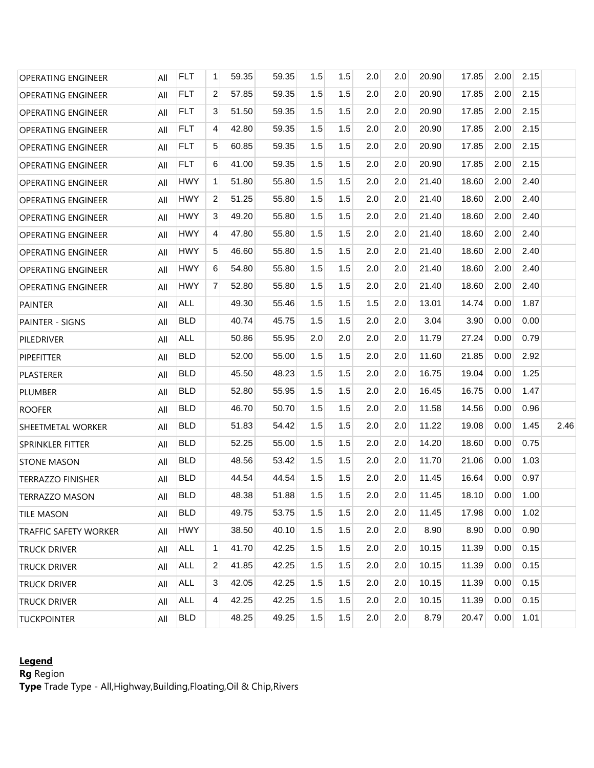| | | | | | | | | | | | | | | |
|---|---|---|---|---|---|---|---|---|---|---|---|---|---|---|
| OPERATING ENGINEER | All | FLT | 1 | 59.35 | 59.35 | 1.5 | 1.5 | 2.0 | 2.0 | 20.90 | 17.85 | 2.00 | 2.15 | |
| OPERATING ENGINEER | All | FLT | 2 | 57.85 | 59.35 | 1.5 | 1.5 | 2.0 | 2.0 | 20.90 | 17.85 | 2.00 | 2.15 | |
| OPERATING ENGINEER | All | FLT | 3 | 51.50 | 59.35 | 1.5 | 1.5 | 2.0 | 2.0 | 20.90 | 17.85 | 2.00 | 2.15 | |
| OPERATING ENGINEER | All | FLT | 4 | 42.80 | 59.35 | 1.5 | 1.5 | 2.0 | 2.0 | 20.90 | 17.85 | 2.00 | 2.15 | |
| OPERATING ENGINEER | All | FLT | 5 | 60.85 | 59.35 | 1.5 | 1.5 | 2.0 | 2.0 | 20.90 | 17.85 | 2.00 | 2.15 | |
| OPERATING ENGINEER | All | FLT | 6 | 41.00 | 59.35 | 1.5 | 1.5 | 2.0 | 2.0 | 20.90 | 17.85 | 2.00 | 2.15 | |
| OPERATING ENGINEER | All | HWY | 1 | 51.80 | 55.80 | 1.5 | 1.5 | 2.0 | 2.0 | 21.40 | 18.60 | 2.00 | 2.40 | |
| OPERATING ENGINEER | All | HWY | 2 | 51.25 | 55.80 | 1.5 | 1.5 | 2.0 | 2.0 | 21.40 | 18.60 | 2.00 | 2.40 | |
| OPERATING ENGINEER | All | HWY | 3 | 49.20 | 55.80 | 1.5 | 1.5 | 2.0 | 2.0 | 21.40 | 18.60 | 2.00 | 2.40 | |
| OPERATING ENGINEER | All | HWY | 4 | 47.80 | 55.80 | 1.5 | 1.5 | 2.0 | 2.0 | 21.40 | 18.60 | 2.00 | 2.40 | |
| OPERATING ENGINEER | All | HWY | 5 | 46.60 | 55.80 | 1.5 | 1.5 | 2.0 | 2.0 | 21.40 | 18.60 | 2.00 | 2.40 | |
| OPERATING ENGINEER | All | HWY | 6 | 54.80 | 55.80 | 1.5 | 1.5 | 2.0 | 2.0 | 21.40 | 18.60 | 2.00 | 2.40 | |
| OPERATING ENGINEER | All | HWY | 7 | 52.80 | 55.80 | 1.5 | 1.5 | 2.0 | 2.0 | 21.40 | 18.60 | 2.00 | 2.40 | |
| PAINTER | All | ALL | | 49.30 | 55.46 | 1.5 | 1.5 | 1.5 | 2.0 | 13.01 | 14.74 | 0.00 | 1.87 | |
| PAINTER - SIGNS | All | BLD | | 40.74 | 45.75 | 1.5 | 1.5 | 2.0 | 2.0 | 3.04 | 3.90 | 0.00 | 0.00 | |
| PILEDRIVER | All | ALL | | 50.86 | 55.95 | 2.0 | 2.0 | 2.0 | 2.0 | 11.79 | 27.24 | 0.00 | 0.79 | |
| PIPEFITTER | All | BLD | | 52.00 | 55.00 | 1.5 | 1.5 | 2.0 | 2.0 | 11.60 | 21.85 | 0.00 | 2.92 | |
| PLASTERER | All | BLD | | 45.50 | 48.23 | 1.5 | 1.5 | 2.0 | 2.0 | 16.75 | 19.04 | 0.00 | 1.25 | |
| PLUMBER | All | BLD | | 52.80 | 55.95 | 1.5 | 1.5 | 2.0 | 2.0 | 16.45 | 16.75 | 0.00 | 1.47 | |
| ROOFER | All | BLD | | 46.70 | 50.70 | 1.5 | 1.5 | 2.0 | 2.0 | 11.58 | 14.56 | 0.00 | 0.96 | |
| SHEETMETAL WORKER | All | BLD | | 51.83 | 54.42 | 1.5 | 1.5 | 2.0 | 2.0 | 11.22 | 19.08 | 0.00 | 1.45 | 2.46 |
| SPRINKLER FITTER | All | BLD | | 52.25 | 55.00 | 1.5 | 1.5 | 2.0 | 2.0 | 14.20 | 18.60 | 0.00 | 0.75 | |
| STONE MASON | All | BLD | | 48.56 | 53.42 | 1.5 | 1.5 | 2.0 | 2.0 | 11.70 | 21.06 | 0.00 | 1.03 | |
| TERRAZZO FINISHER | All | BLD | | 44.54 | 44.54 | 1.5 | 1.5 | 2.0 | 2.0 | 11.45 | 16.64 | 0.00 | 0.97 | |
| TERRAZZO MASON | All | BLD | | 48.38 | 51.88 | 1.5 | 1.5 | 2.0 | 2.0 | 11.45 | 18.10 | 0.00 | 1.00 | |
| TILE MASON | All | BLD | | 49.75 | 53.75 | 1.5 | 1.5 | 2.0 | 2.0 | 11.45 | 17.98 | 0.00 | 1.02 | |
| TRAFFIC SAFETY WORKER | All | HWY | | 38.50 | 40.10 | 1.5 | 1.5 | 2.0 | 2.0 | 8.90 | 8.90 | 0.00 | 0.90 | |
| TRUCK DRIVER | All | ALL | 1 | 41.70 | 42.25 | 1.5 | 1.5 | 2.0 | 2.0 | 10.15 | 11.39 | 0.00 | 0.15 | |
| TRUCK DRIVER | All | ALL | 2 | 41.85 | 42.25 | 1.5 | 1.5 | 2.0 | 2.0 | 10.15 | 11.39 | 0.00 | 0.15 | |
| TRUCK DRIVER | All | ALL | 3 | 42.05 | 42.25 | 1.5 | 1.5 | 2.0 | 2.0 | 10.15 | 11.39 | 0.00 | 0.15 | |
| TRUCK DRIVER | All | ALL | 4 | 42.25 | 42.25 | 1.5 | 1.5 | 2.0 | 2.0 | 10.15 | 11.39 | 0.00 | 0.15 | |
| TUCKPOINTER | All | BLD | | 48.25 | 49.25 | 1.5 | 1.5 | 2.0 | 2.0 | 8.79 | 20.47 | 0.00 | 1.01 | |

**Legend**

**Rg** Region

**Type** Trade Type - All,Highway,Building,Floating,Oil & Chip,Rivers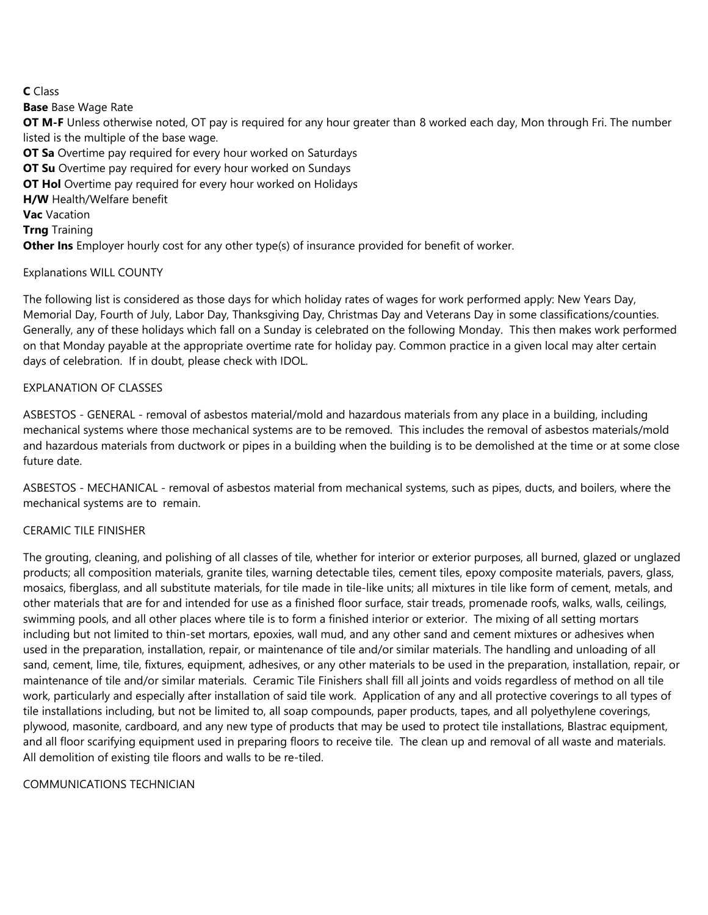**C** Class

**Base** Base Wage Rate

**OT M-F** Unless otherwise noted, OT pay is required for any hour greater than 8 worked each day, Mon through Fri. The number listed is the multiple of the base wage.

**OT Sa** Overtime pay required for every hour worked on Saturdays

**OT Su** Overtime pay required for every hour worked on Sundays

**OT Hol** Overtime pay required for every hour worked on Holidays

**H/W** Health/Welfare benefit

**Vac** Vacation

**Trng** Training

**Other Ins** Employer hourly cost for any other type(s) of insurance provided for benefit of worker.

Explanations WILL COUNTY

The following list is considered as those days for which holiday rates of wages for work performed apply: New Years Day, Memorial Day, Fourth of July, Labor Day, Thanksgiving Day, Christmas Day and Veterans Day in some classifications/counties. Generally, any of these holidays which fall on a Sunday is celebrated on the following Monday. This then makes work performed on that Monday payable at the appropriate overtime rate for holiday pay. Common practice in a given local may alter certain days of celebration. If in doubt, please check with IDOL.

EXPLANATION OF CLASSES

ASBESTOS - GENERAL - removal of asbestos material/mold and hazardous materials from any place in a building, including mechanical systems where those mechanical systems are to be removed. This includes the removal of asbestos materials/mold and hazardous materials from ductwork or pipes in a building when the building is to be demolished at the time or at some close future date.

ASBESTOS - MECHANICAL - removal of asbestos material from mechanical systems, such as pipes, ducts, and boilers, where the mechanical systems are to remain.

CERAMIC TILE FINISHER

The grouting, cleaning, and polishing of all classes of tile, whether for interior or exterior purposes, all burned, glazed or unglazed products; all composition materials, granite tiles, warning detectable tiles, cement tiles, epoxy composite materials, pavers, glass, mosaics, fiberglass, and all substitute materials, for tile made in tile-like units; all mixtures in tile like form of cement, metals, and other materials that are for and intended for use as a finished floor surface, stair treads, promenade roofs, walks, walls, ceilings, swimming pools, and all other places where tile is to form a finished interior or exterior. The mixing of all setting mortars including but not limited to thin-set mortars, epoxies, wall mud, and any other sand and cement mixtures or adhesives when used in the preparation, installation, repair, or maintenance of tile and/or similar materials. The handling and unloading of all sand, cement, lime, tile, fixtures, equipment, adhesives, or any other materials to be used in the preparation, installation, repair, or maintenance of tile and/or similar materials. Ceramic Tile Finishers shall fill all joints and voids regardless of method on all tile work, particularly and especially after installation of said tile work. Application of any and all protective coverings to all types of tile installations including, but not be limited to, all soap compounds, paper products, tapes, and all polyethylene coverings, plywood, masonite, cardboard, and any new type of products that may be used to protect tile installations, Blastrac equipment, and all floor scarifying equipment used in preparing floors to receive tile. The clean up and removal of all waste and materials. All demolition of existing tile floors and walls to be re-tiled.

COMMUNICATIONS TECHNICIAN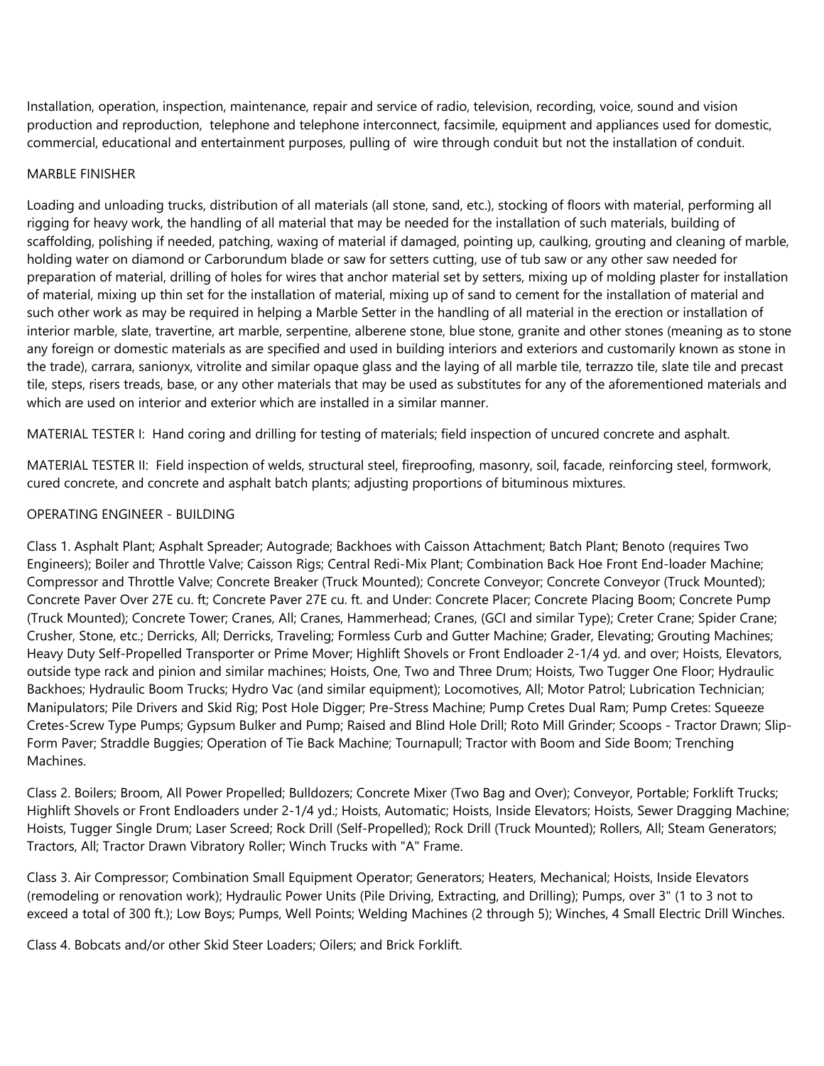Installation, operation, inspection, maintenance, repair and service of radio, television, recording, voice, sound and vision production and reproduction,  telephone and telephone interconnect, facsimile, equipment and appliances used for domestic, commercial, educational and entertainment purposes, pulling of  wire through conduit but not the installation of conduit.

## MARBLE FINISHER

Loading and unloading trucks, distribution of all materials (all stone, sand, etc.), stocking of floors with material, performing all rigging for heavy work, the handling of all material that may be needed for the installation of such materials, building of scaffolding, polishing if needed, patching, waxing of material if damaged, pointing up, caulking, grouting and cleaning of marble, holding water on diamond or Carborundum blade or saw for setters cutting, use of tub saw or any other saw needed for preparation of material, drilling of holes for wires that anchor material set by setters, mixing up of molding plaster for installation of material, mixing up thin set for the installation of material, mixing up of sand to cement for the installation of material and such other work as may be required in helping a Marble Setter in the handling of all material in the erection or installation of interior marble, slate, travertine, art marble, serpentine, alberene stone, blue stone, granite and other stones (meaning as to stone any foreign or domestic materials as are specified and used in building interiors and exteriors and customarily known as stone in the trade), carrara, sanionyx, vitrolite and similar opaque glass and the laying of all marble tile, terrazzo tile, slate tile and precast tile, steps, risers treads, base, or any other materials that may be used as substitutes for any of the aforementioned materials and which are used on interior and exterior which are installed in a similar manner.

MATERIAL TESTER I:  Hand coring and drilling for testing of materials; field inspection of uncured concrete and asphalt.

MATERIAL TESTER II:  Field inspection of welds, structural steel, fireproofing, masonry, soil, facade, reinforcing steel, formwork, cured concrete, and concrete and asphalt batch plants; adjusting proportions of bituminous mixtures.

## OPERATING ENGINEER - BUILDING

Class 1. Asphalt Plant; Asphalt Spreader; Autograde; Backhoes with Caisson Attachment; Batch Plant; Benoto (requires Two Engineers); Boiler and Throttle Valve; Caisson Rigs; Central Redi-Mix Plant; Combination Back Hoe Front End-loader Machine; Compressor and Throttle Valve; Concrete Breaker (Truck Mounted); Concrete Conveyor; Concrete Conveyor (Truck Mounted); Concrete Paver Over 27E cu. ft; Concrete Paver 27E cu. ft. and Under: Concrete Placer; Concrete Placing Boom; Concrete Pump (Truck Mounted); Concrete Tower; Cranes, All; Cranes, Hammerhead; Cranes, (GCI and similar Type); Creter Crane; Spider Crane; Crusher, Stone, etc.; Derricks, All; Derricks, Traveling; Formless Curb and Gutter Machine; Grader, Elevating; Grouting Machines; Heavy Duty Self-Propelled Transporter or Prime Mover; Highlift Shovels or Front Endloader 2-1/4 yd. and over; Hoists, Elevators, outside type rack and pinion and similar machines; Hoists, One, Two and Three Drum; Hoists, Two Tugger One Floor; Hydraulic Backhoes; Hydraulic Boom Trucks; Hydro Vac (and similar equipment); Locomotives, All; Motor Patrol; Lubrication Technician; Manipulators; Pile Drivers and Skid Rig; Post Hole Digger; Pre-Stress Machine; Pump Cretes Dual Ram; Pump Cretes: Squeeze Cretes-Screw Type Pumps; Gypsum Bulker and Pump; Raised and Blind Hole Drill; Roto Mill Grinder; Scoops - Tractor Drawn; Slip-Form Paver; Straddle Buggies; Operation of Tie Back Machine; Tournapull; Tractor with Boom and Side Boom; Trenching Machines.

Class 2. Boilers; Broom, All Power Propelled; Bulldozers; Concrete Mixer (Two Bag and Over); Conveyor, Portable; Forklift Trucks; Highlift Shovels or Front Endloaders under 2-1/4 yd.; Hoists, Automatic; Hoists, Inside Elevators; Hoists, Sewer Dragging Machine; Hoists, Tugger Single Drum; Laser Screed; Rock Drill (Self-Propelled); Rock Drill (Truck Mounted); Rollers, All; Steam Generators; Tractors, All; Tractor Drawn Vibratory Roller; Winch Trucks with "A" Frame.

Class 3. Air Compressor; Combination Small Equipment Operator; Generators; Heaters, Mechanical; Hoists, Inside Elevators (remodeling or renovation work); Hydraulic Power Units (Pile Driving, Extracting, and Drilling); Pumps, over 3" (1 to 3 not to exceed a total of 300 ft.); Low Boys; Pumps, Well Points; Welding Machines (2 through 5); Winches, 4 Small Electric Drill Winches.

Class 4. Bobcats and/or other Skid Steer Loaders; Oilers; and Brick Forklift.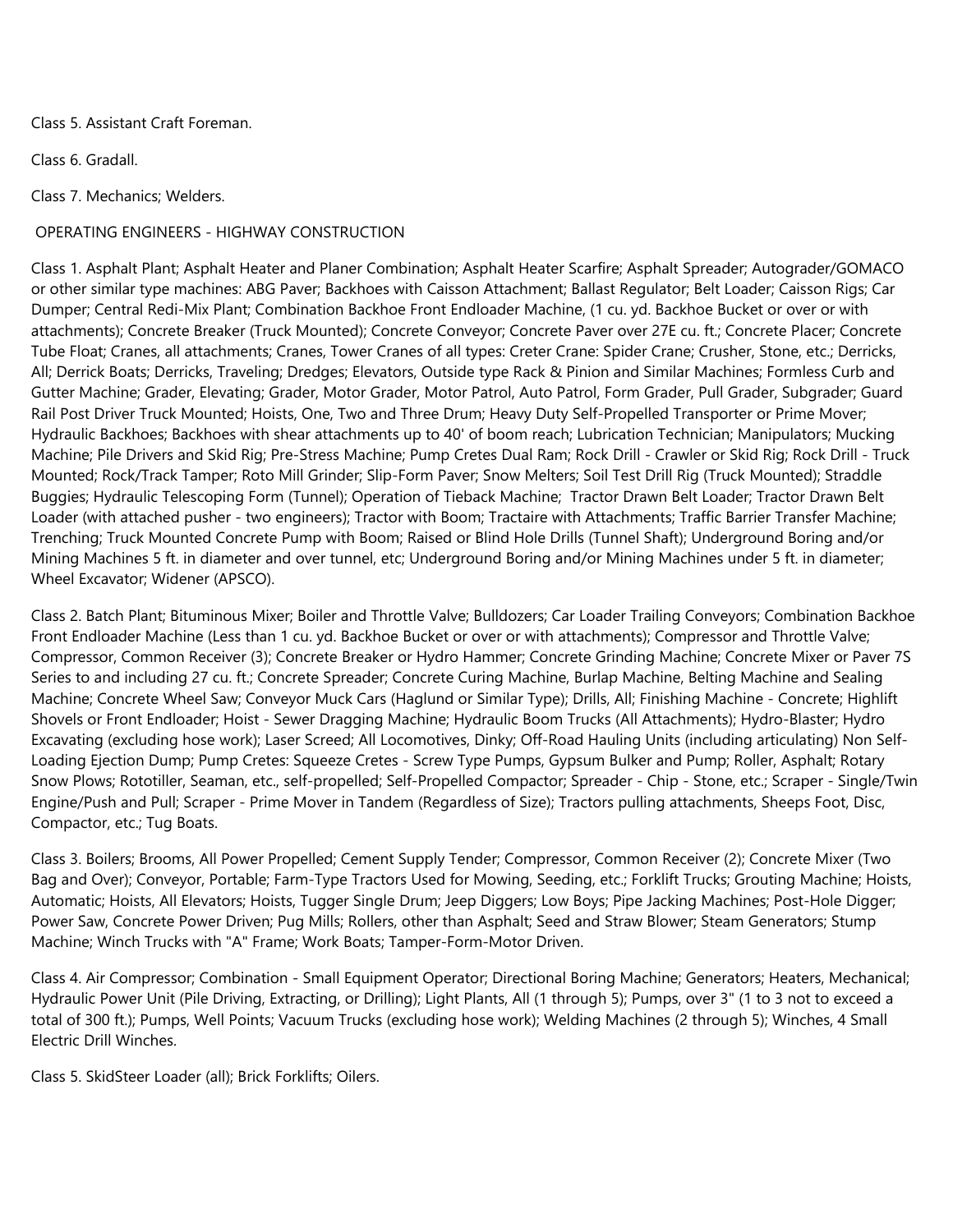Class 5. Assistant Craft Foreman.

Class 6. Gradall.

Class 7. Mechanics; Welders.

OPERATING ENGINEERS - HIGHWAY CONSTRUCTION

Class 1. Asphalt Plant; Asphalt Heater and Planer Combination; Asphalt Heater Scarfire; Asphalt Spreader; Autograder/GOMACO or other similar type machines: ABG Paver; Backhoes with Caisson Attachment; Ballast Regulator; Belt Loader; Caisson Rigs; Car Dumper; Central Redi-Mix Plant; Combination Backhoe Front Endloader Machine, (1 cu. yd. Backhoe Bucket or over or with attachments); Concrete Breaker (Truck Mounted); Concrete Conveyor; Concrete Paver over 27E cu. ft.; Concrete Placer; Concrete Tube Float; Cranes, all attachments; Cranes, Tower Cranes of all types: Creter Crane: Spider Crane; Crusher, Stone, etc.; Derricks, All; Derrick Boats; Derricks, Traveling; Dredges; Elevators, Outside type Rack & Pinion and Similar Machines; Formless Curb and Gutter Machine; Grader, Elevating; Grader, Motor Grader, Motor Patrol, Auto Patrol, Form Grader, Pull Grader, Subgrader; Guard Rail Post Driver Truck Mounted; Hoists, One, Two and Three Drum; Heavy Duty Self-Propelled Transporter or Prime Mover; Hydraulic Backhoes; Backhoes with shear attachments up to 40' of boom reach; Lubrication Technician; Manipulators; Mucking Machine; Pile Drivers and Skid Rig; Pre-Stress Machine; Pump Cretes Dual Ram; Rock Drill - Crawler or Skid Rig; Rock Drill - Truck Mounted; Rock/Track Tamper; Roto Mill Grinder; Slip-Form Paver; Snow Melters; Soil Test Drill Rig (Truck Mounted); Straddle Buggies; Hydraulic Telescoping Form (Tunnel); Operation of Tieback Machine; Tractor Drawn Belt Loader; Tractor Drawn Belt Loader (with attached pusher - two engineers); Tractor with Boom; Tractaire with Attachments; Traffic Barrier Transfer Machine; Trenching; Truck Mounted Concrete Pump with Boom; Raised or Blind Hole Drills (Tunnel Shaft); Underground Boring and/or Mining Machines 5 ft. in diameter and over tunnel, etc; Underground Boring and/or Mining Machines under 5 ft. in diameter; Wheel Excavator; Widener (APSCO).

Class 2. Batch Plant; Bituminous Mixer; Boiler and Throttle Valve; Bulldozers; Car Loader Trailing Conveyors; Combination Backhoe Front Endloader Machine (Less than 1 cu. yd. Backhoe Bucket or over or with attachments); Compressor and Throttle Valve; Compressor, Common Receiver (3); Concrete Breaker or Hydro Hammer; Concrete Grinding Machine; Concrete Mixer or Paver 7S Series to and including 27 cu. ft.; Concrete Spreader; Concrete Curing Machine, Burlap Machine, Belting Machine and Sealing Machine; Concrete Wheel Saw; Conveyor Muck Cars (Haglund or Similar Type); Drills, All; Finishing Machine - Concrete; Highlift Shovels or Front Endloader; Hoist - Sewer Dragging Machine; Hydraulic Boom Trucks (All Attachments); Hydro-Blaster; Hydro Excavating (excluding hose work); Laser Screed; All Locomotives, Dinky; Off-Road Hauling Units (including articulating) Non Self-Loading Ejection Dump; Pump Cretes: Squeeze Cretes - Screw Type Pumps, Gypsum Bulker and Pump; Roller, Asphalt; Rotary Snow Plows; Rototiller, Seaman, etc., self-propelled; Self-Propelled Compactor; Spreader - Chip - Stone, etc.; Scraper - Single/Twin Engine/Push and Pull; Scraper - Prime Mover in Tandem (Regardless of Size); Tractors pulling attachments, Sheeps Foot, Disc, Compactor, etc.; Tug Boats.

Class 3. Boilers; Brooms, All Power Propelled; Cement Supply Tender; Compressor, Common Receiver (2); Concrete Mixer (Two Bag and Over); Conveyor, Portable; Farm-Type Tractors Used for Mowing, Seeding, etc.; Forklift Trucks; Grouting Machine; Hoists, Automatic; Hoists, All Elevators; Hoists, Tugger Single Drum; Jeep Diggers; Low Boys; Pipe Jacking Machines; Post-Hole Digger; Power Saw, Concrete Power Driven; Pug Mills; Rollers, other than Asphalt; Seed and Straw Blower; Steam Generators; Stump Machine; Winch Trucks with "A" Frame; Work Boats; Tamper-Form-Motor Driven.

Class 4. Air Compressor; Combination - Small Equipment Operator; Directional Boring Machine; Generators; Heaters, Mechanical; Hydraulic Power Unit (Pile Driving, Extracting, or Drilling); Light Plants, All (1 through 5); Pumps, over 3" (1 to 3 not to exceed a total of 300 ft.); Pumps, Well Points; Vacuum Trucks (excluding hose work); Welding Machines (2 through 5); Winches, 4 Small Electric Drill Winches.

Class 5. SkidSteer Loader (all); Brick Forklifts; Oilers.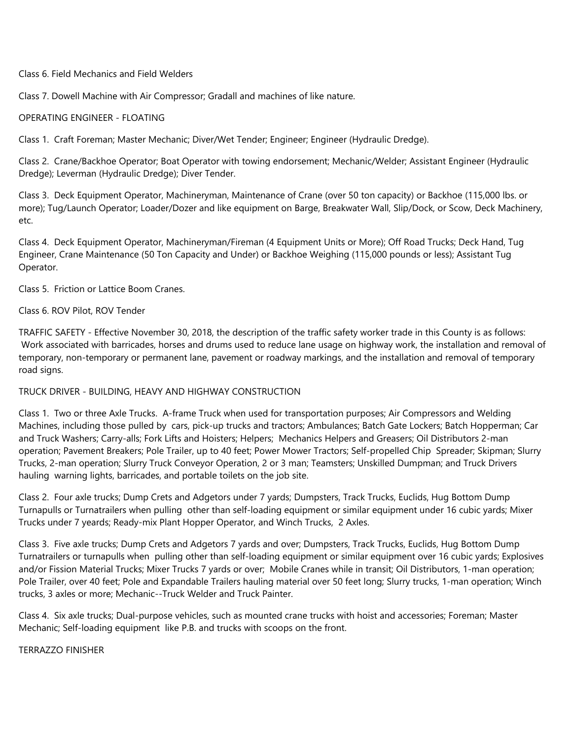Class 6. Field Mechanics and Field Welders

Class 7. Dowell Machine with Air Compressor; Gradall and machines of like nature.

OPERATING ENGINEER - FLOATING

Class 1. Craft Foreman; Master Mechanic; Diver/Wet Tender; Engineer; Engineer (Hydraulic Dredge).

Class 2. Crane/Backhoe Operator; Boat Operator with towing endorsement; Mechanic/Welder; Assistant Engineer (Hydraulic Dredge); Leverman (Hydraulic Dredge); Diver Tender.

Class 3. Deck Equipment Operator, Machineryman, Maintenance of Crane (over 50 ton capacity) or Backhoe (115,000 lbs. or more); Tug/Launch Operator; Loader/Dozer and like equipment on Barge, Breakwater Wall, Slip/Dock, or Scow, Deck Machinery, etc.

Class 4. Deck Equipment Operator, Machineryman/Fireman (4 Equipment Units or More); Off Road Trucks; Deck Hand, Tug Engineer, Crane Maintenance (50 Ton Capacity and Under) or Backhoe Weighing (115,000 pounds or less); Assistant Tug Operator.

Class 5. Friction or Lattice Boom Cranes.

Class 6. ROV Pilot, ROV Tender

TRAFFIC SAFETY - Effective November 30, 2018, the description of the traffic safety worker trade in this County is as follows: Work associated with barricades, horses and drums used to reduce lane usage on highway work, the installation and removal of temporary, non-temporary or permanent lane, pavement or roadway markings, and the installation and removal of temporary road signs.

TRUCK DRIVER - BUILDING, HEAVY AND HIGHWAY CONSTRUCTION

Class 1. Two or three Axle Trucks. A-frame Truck when used for transportation purposes; Air Compressors and Welding Machines, including those pulled by cars, pick-up trucks and tractors; Ambulances; Batch Gate Lockers; Batch Hopperman; Car and Truck Washers; Carry-alls; Fork Lifts and Hoisters; Helpers; Mechanics Helpers and Greasers; Oil Distributors 2-man operation; Pavement Breakers; Pole Trailer, up to 40 feet; Power Mower Tractors; Self-propelled Chip Spreader; Skipman; Slurry Trucks, 2-man operation; Slurry Truck Conveyor Operation, 2 or 3 man; Teamsters; Unskilled Dumpman; and Truck Drivers hauling warning lights, barricades, and portable toilets on the job site.

Class 2. Four axle trucks; Dump Crets and Adgetors under 7 yards; Dumpsters, Track Trucks, Euclids, Hug Bottom Dump Turnapulls or Turnatrailers when pulling other than self-loading equipment or similar equipment under 16 cubic yards; Mixer Trucks under 7 yeards; Ready-mix Plant Hopper Operator, and Winch Trucks, 2 Axles.

Class 3. Five axle trucks; Dump Crets and Adgetors 7 yards and over; Dumpsters, Track Trucks, Euclids, Hug Bottom Dump Turnatrailers or turnapulls when pulling other than self-loading equipment or similar equipment over 16 cubic yards; Explosives and/or Fission Material Trucks; Mixer Trucks 7 yards or over; Mobile Cranes while in transit; Oil Distributors, 1-man operation; Pole Trailer, over 40 feet; Pole and Expandable Trailers hauling material over 50 feet long; Slurry trucks, 1-man operation; Winch trucks, 3 axles or more; Mechanic--Truck Welder and Truck Painter.

Class 4. Six axle trucks; Dual-purpose vehicles, such as mounted crane trucks with hoist and accessories; Foreman; Master Mechanic; Self-loading equipment like P.B. and trucks with scoops on the front.

TERRAZZO FINISHER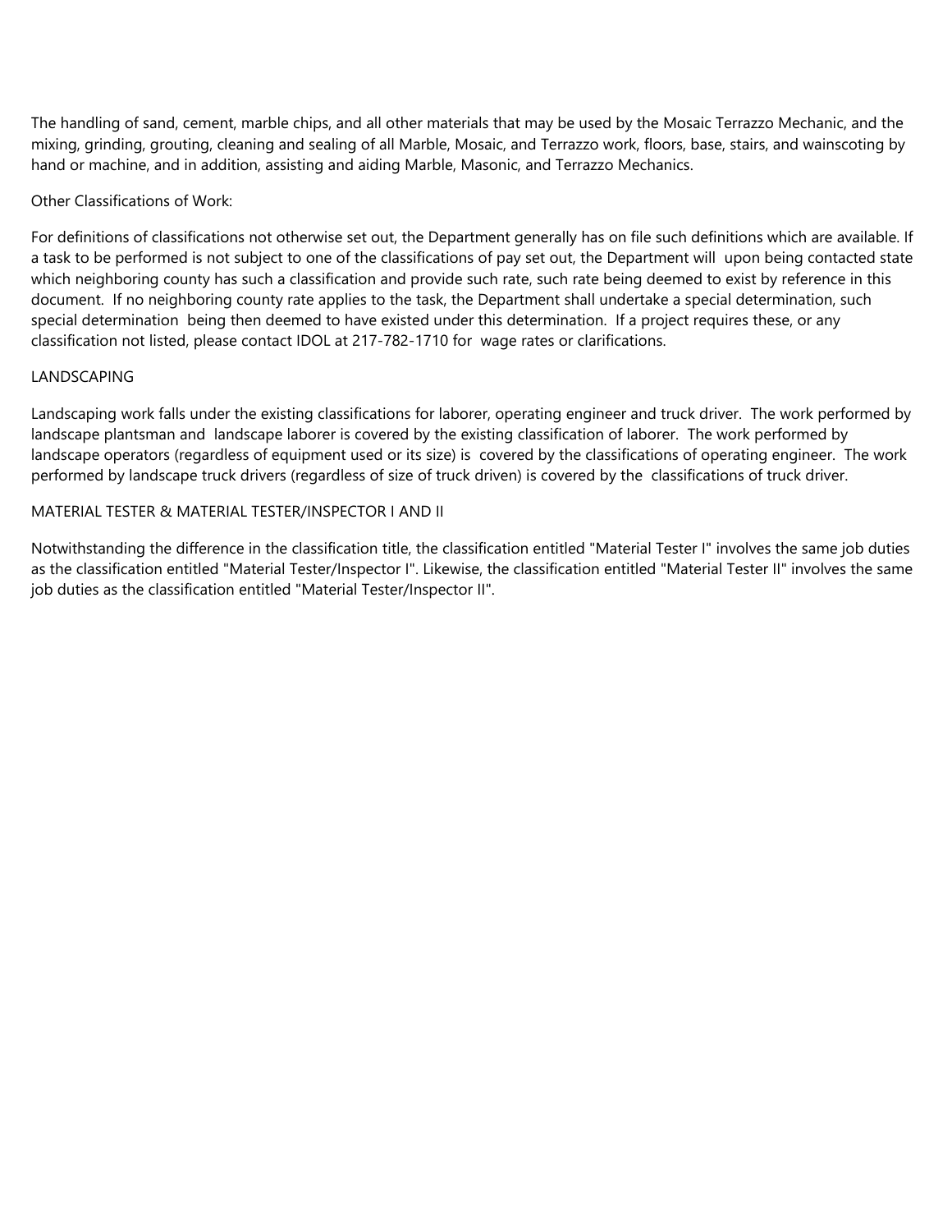The handling of sand, cement, marble chips, and all other materials that may be used by the Mosaic Terrazzo Mechanic, and the mixing, grinding, grouting, cleaning and sealing of all Marble, Mosaic, and Terrazzo work, floors, base, stairs, and wainscoting by hand or machine, and in addition, assisting and aiding Marble, Masonic, and Terrazzo Mechanics.

Other Classifications of Work:

For definitions of classifications not otherwise set out, the Department generally has on file such definitions which are available. If a task to be performed is not subject to one of the classifications of pay set out, the Department will upon being contacted state which neighboring county has such a classification and provide such rate, such rate being deemed to exist by reference in this document. If no neighboring county rate applies to the task, the Department shall undertake a special determination, such special determination being then deemed to have existed under this determination. If a project requires these, or any classification not listed, please contact IDOL at 217-782-1710 for wage rates or clarifications.

LANDSCAPING

Landscaping work falls under the existing classifications for laborer, operating engineer and truck driver. The work performed by landscape plantsman and landscape laborer is covered by the existing classification of laborer. The work performed by landscape operators (regardless of equipment used or its size) is covered by the classifications of operating engineer. The work performed by landscape truck drivers (regardless of size of truck driven) is covered by the classifications of truck driver.

MATERIAL TESTER & MATERIAL TESTER/INSPECTOR I AND II

Notwithstanding the difference in the classification title, the classification entitled "Material Tester I" involves the same job duties as the classification entitled "Material Tester/Inspector I". Likewise, the classification entitled "Material Tester II" involves the same job duties as the classification entitled "Material Tester/Inspector II".